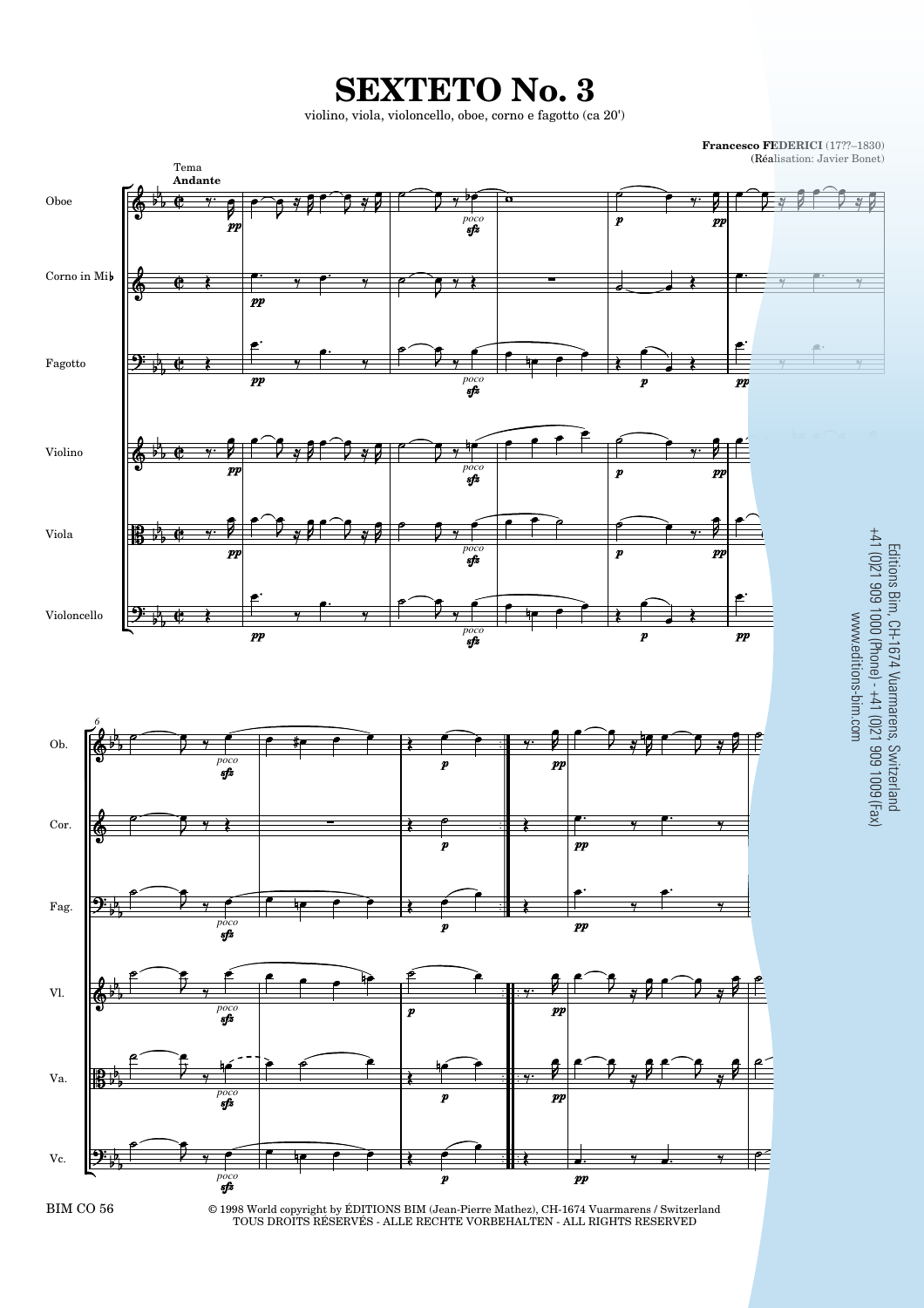# SEXTETO No. 3

violino, viola, violoncello, oboe, corno e fagotto (ca 20')

**Francesco FEDERICI** (17??–1830)
(Réalisation: Javier Bonet)

Editions Bim, CH-1674 Vuarmarens, Switzerland
+41 (0)21 909 1000 (Phone) - +41 (0)21 909 1009 (Fax)
www.editions-bim.com

BIM CO 56

© 1998 World copyright by ÉDITIONS BIM (Jean-Pierre Mathez), CH-1674 Vuarmarens / Switzerland
TOUS DROITS RÉSERVÉS - ALLE RECHTE VORBEHALTEN - ALL RIGHTS RESERVED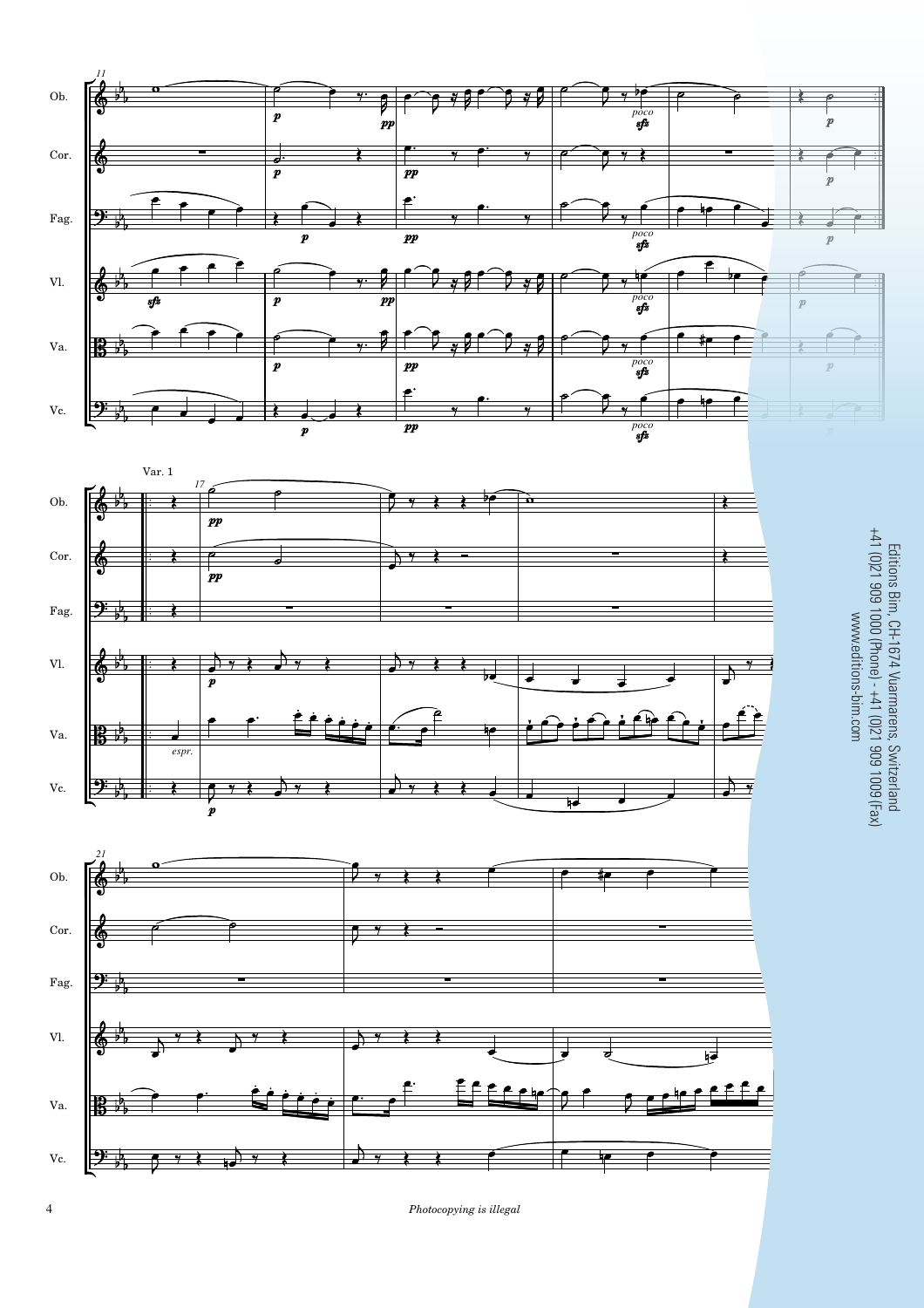Var. 1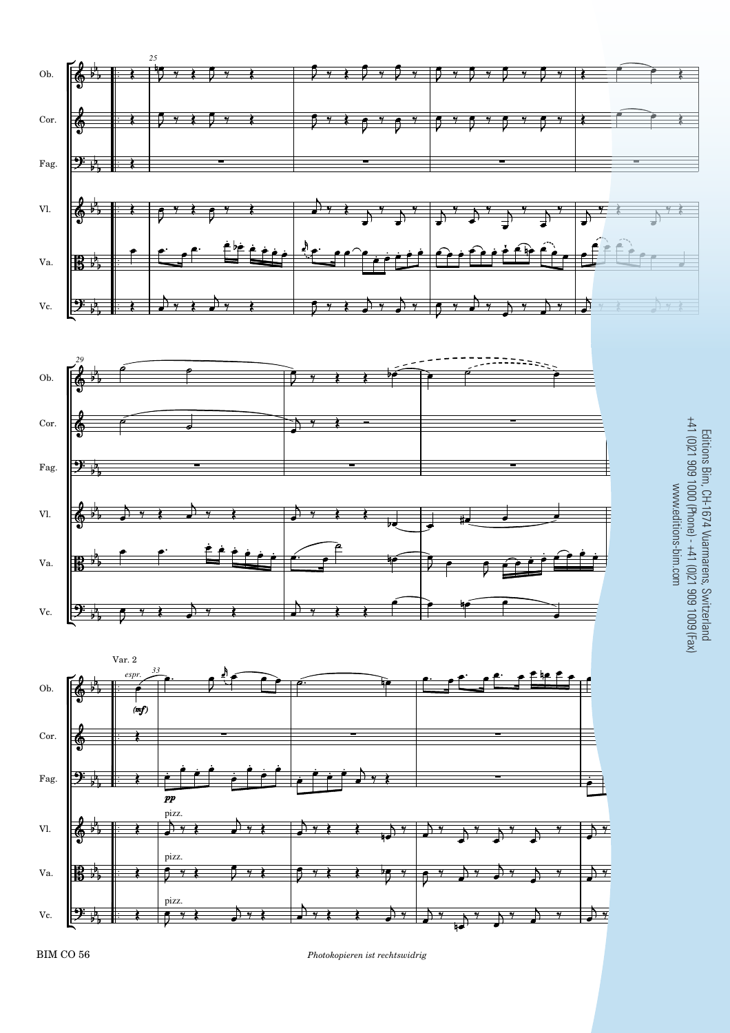## Var. 2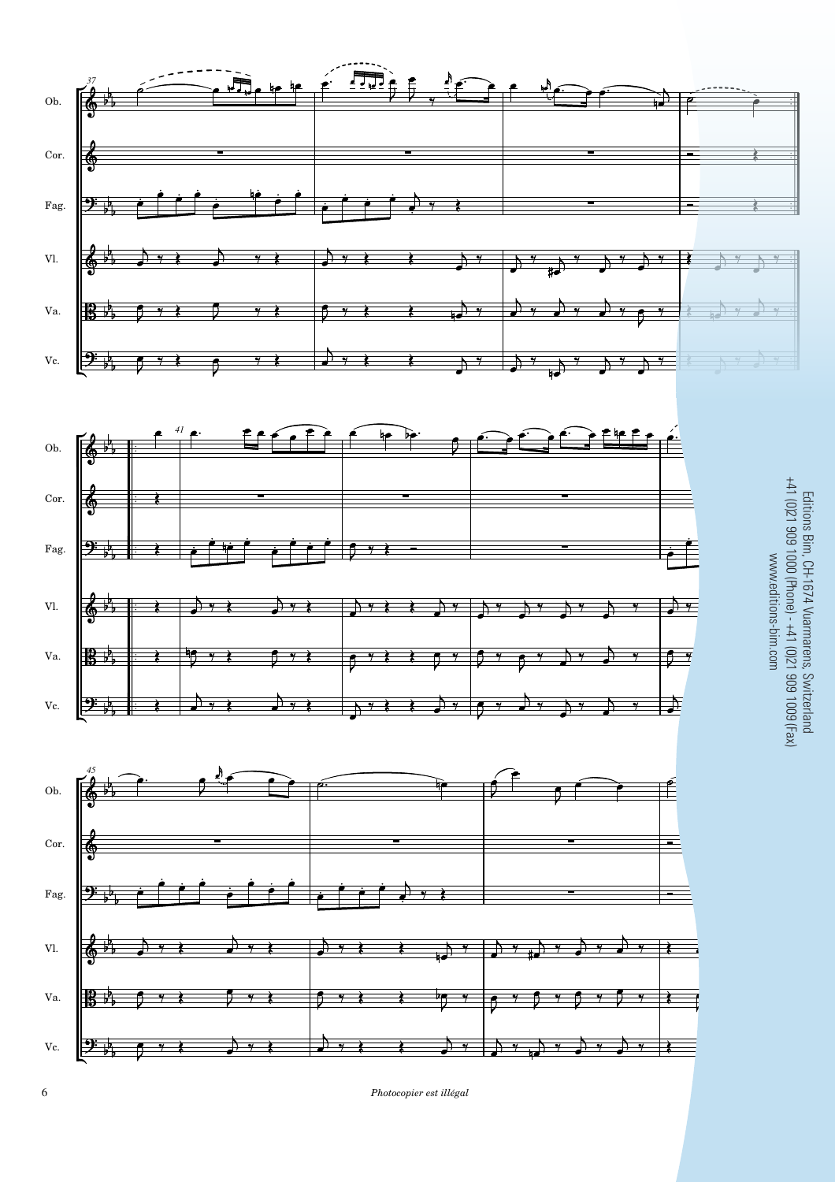Editions Bim, CH-1674 Vuarmarens, Switzerland
+41 (0)21 909 1000 (Phone) - +41 (0)21 909 1009 (Fax)
www.editions-bim.com

*Photocopier est illégal*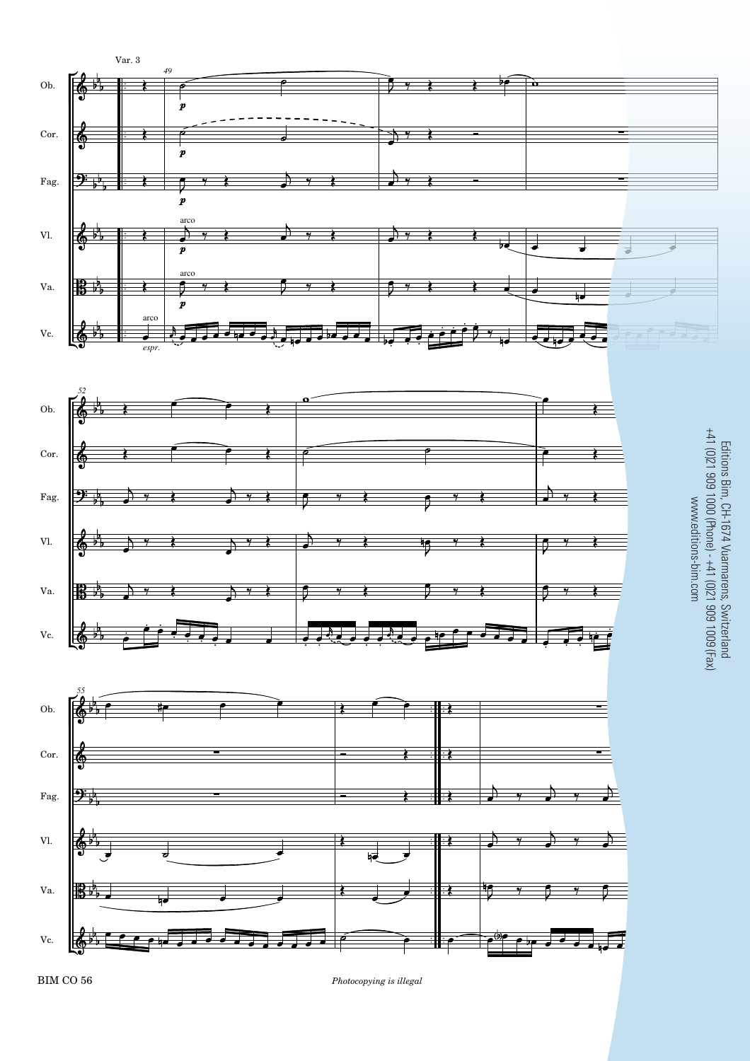Var. 3

Editions Bim, CH-1674 Vuarmarens, Switzerland
+41 (0)21 909 1000 (Phone) - +41 (0)21 909 1009 (Fax)
www.editions-bim.com

BIM CO 56

*Photocopying is illegal*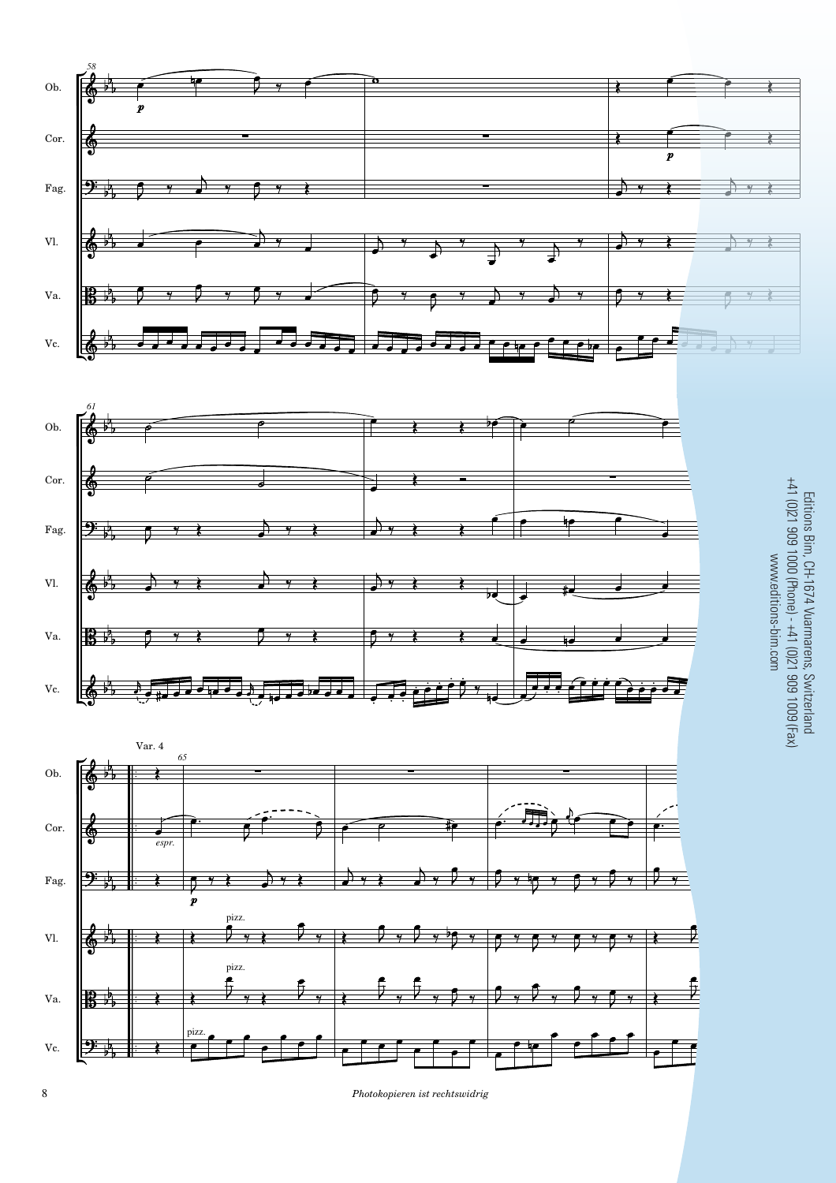Var. 4

Editions Bim, CH-1674 Vuarmarens, Switzerland
+41 (0)21 909 1000 (Phone) - +41 (0)21 909 1009 (Fax)
www.editions-bim.com

*Photokopieren ist rechtswidrig*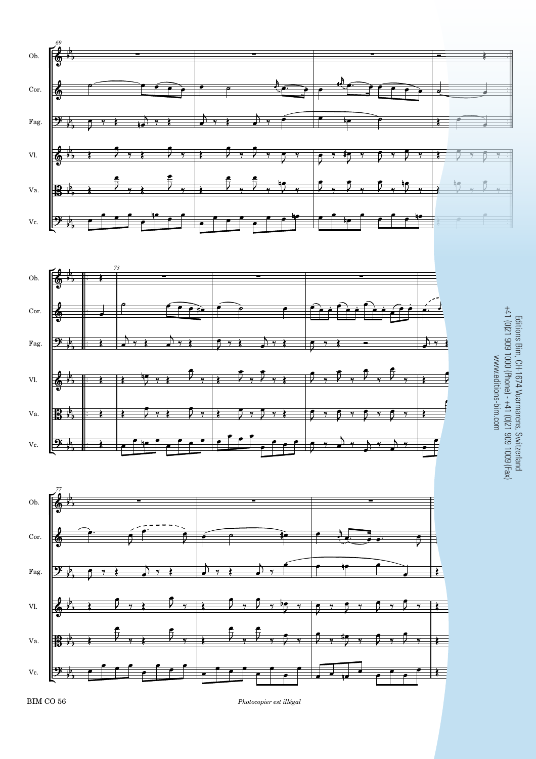Ob.

Cor.

Fag.

Vl.

Va.

Vc.

Editions Bim, CH-1674 Vuarmarens, Switzerland
+41 (0)21 909 1000 (Phone) - +41 (0)21 909 1009 (Fax)
www.editions-bim.com

BIM CO 56

*Photocopier est illégal*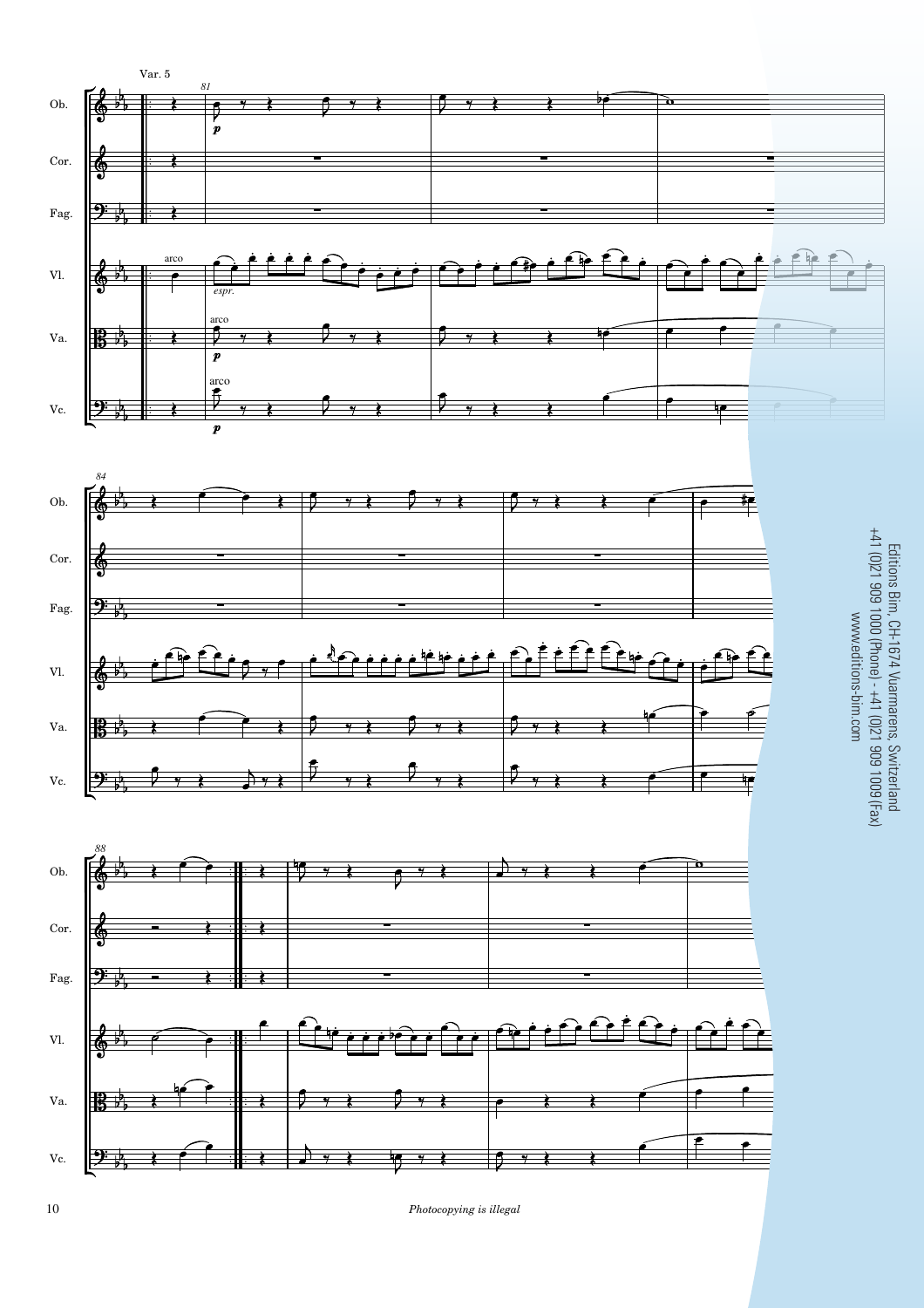Var. 5